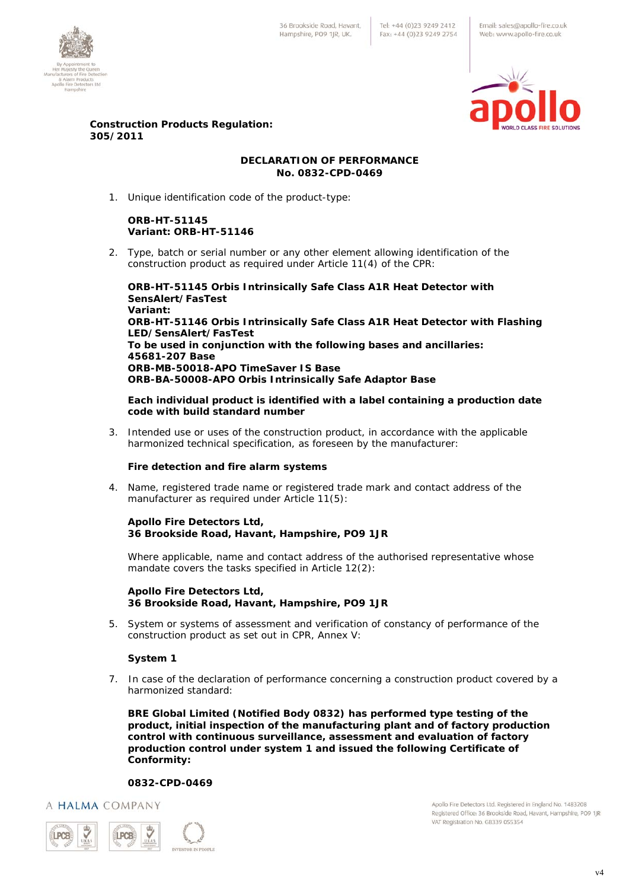**Construction Products Regulation: 305/2011**

## DECLARATION OF PERFORMANCE
## No. 0832-CPD-0469

1. Unique identification code of the product-type:

   **ORB-HT-51145**
   **Variant: ORB-HT-51146**

2. Type, batch or serial number or any other element allowing identification of the construction product as required under Article 11(4) of the CPR:

   **ORB-HT-51145 Orbis Intrinsically Safe Class A1R Heat Detector with SensAlert/FasTest**
   **Variant:**
   **ORB-HT-51146 Orbis Intrinsically Safe Class A1R Heat Detector with Flashing LED/SensAlert/FasTest**
   **To be used in conjunction with the following bases and ancillaries:**
   **45681-207 Base**
   **ORB-MB-50018-APO TimeSaver IS Base**
   **ORB-BA-50008-APO Orbis Intrinsically Safe Adaptor Base**

   **Each individual product is identified with a label containing a production date code with build standard number**

3. Intended use or uses of the construction product, in accordance with the applicable harmonized technical specification, as foreseen by the manufacturer:

   **Fire detection and fire alarm systems**

4. Name, registered trade name or registered trade mark and contact address of the manufacturer as required under Article 11(5):

   **Apollo Fire Detectors Ltd,**
   **36 Brookside Road, Havant, Hampshire, PO9 1JR**

   Where applicable, name and contact address of the authorised representative whose mandate covers the tasks specified in Article 12(2):

   **Apollo Fire Detectors Ltd,**
   **36 Brookside Road, Havant, Hampshire, PO9 1JR**

5. System or systems of assessment and verification of constancy of performance of the construction product as set out in CPR, Annex V:

   **System 1**

7. In case of the declaration of performance concerning a construction product covered by a harmonized standard:

   **BRE Global Limited (Notified Body 0832) has performed type testing of the product, initial inspection of the manufacturing plant and of factory production control with continuous surveillance, assessment and evaluation of factory production control under system 1 and issued the following Certificate of Conformity:**

   **0832-CPD-0469**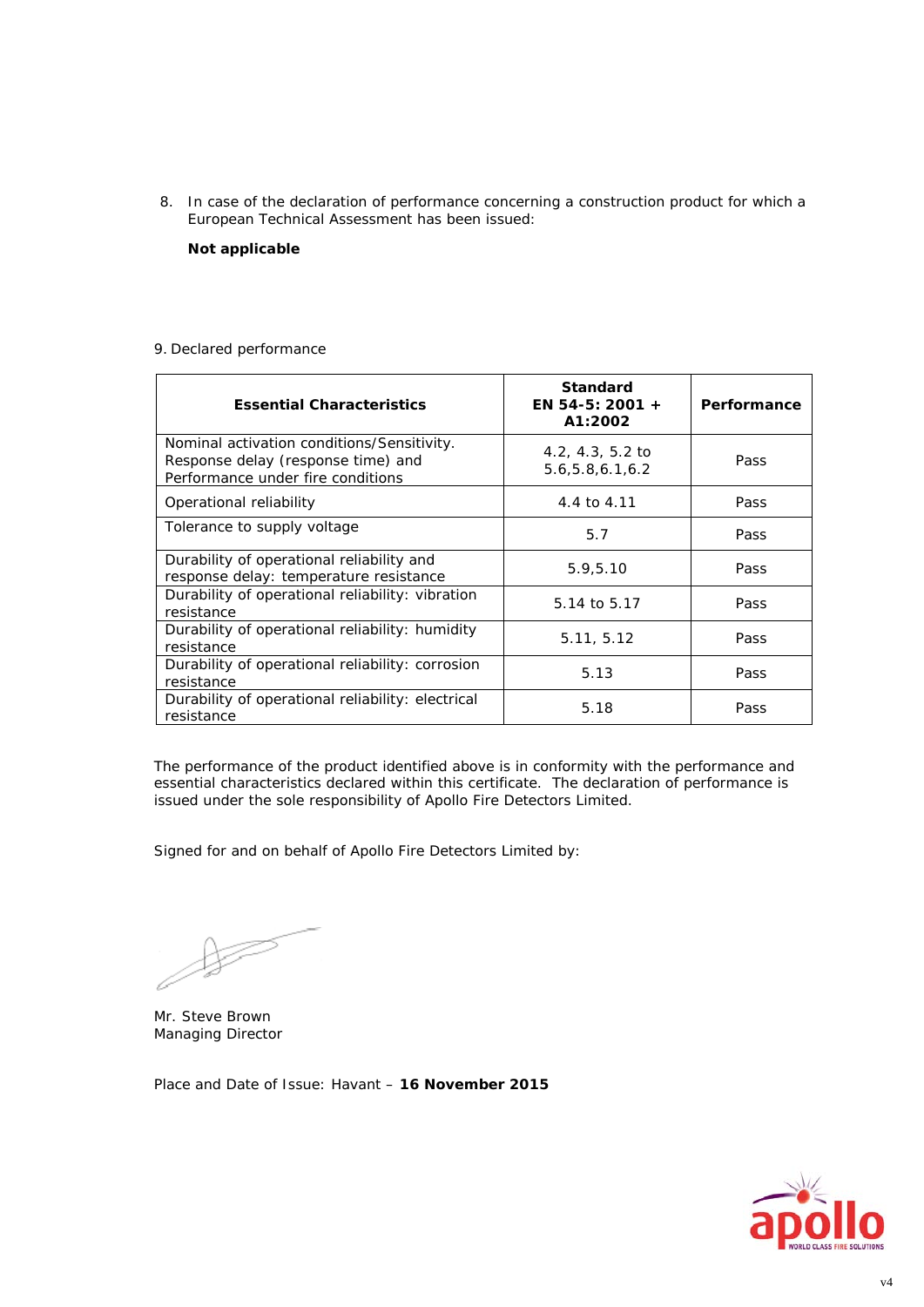8. In case of the declaration of performance concerning a construction product for which a European Technical Assessment has been issued:

   **Not applicable**

9. Declared performance

| Essential Characteristics | Standard EN 54-5: 2001 + A1:2002 | Performance |
|---|---|---|
| Nominal activation conditions/Sensitivity. Response delay (response time) and Performance under fire conditions | 4.2, 4.3, 5.2 to 5.6,5.8,6.1,6.2 | Pass |
| Operational reliability | 4.4 to 4.11 | Pass |
| Tolerance to supply voltage | 5.7 | Pass |
| Durability of operational reliability and response delay: temperature resistance | 5.9,5.10 | Pass |
| Durability of operational reliability: vibration resistance | 5.14 to 5.17 | Pass |
| Durability of operational reliability: humidity resistance | 5.11, 5.12 | Pass |
| Durability of operational reliability: corrosion resistance | 5.13 | Pass |
| Durability of operational reliability: electrical resistance | 5.18 | Pass |

The performance of the product identified above is in conformity with the performance and essential characteristics declared within this certificate. The declaration of performance is issued under the sole responsibility of Apollo Fire Detectors Limited.

Signed for and on behalf of Apollo Fire Detectors Limited by:

Mr. Steve Brown
Managing Director

Place and Date of Issue: Havant – **16 November 2015**

apollo
WORLD CLASS FIRE SOLUTIONS

v4